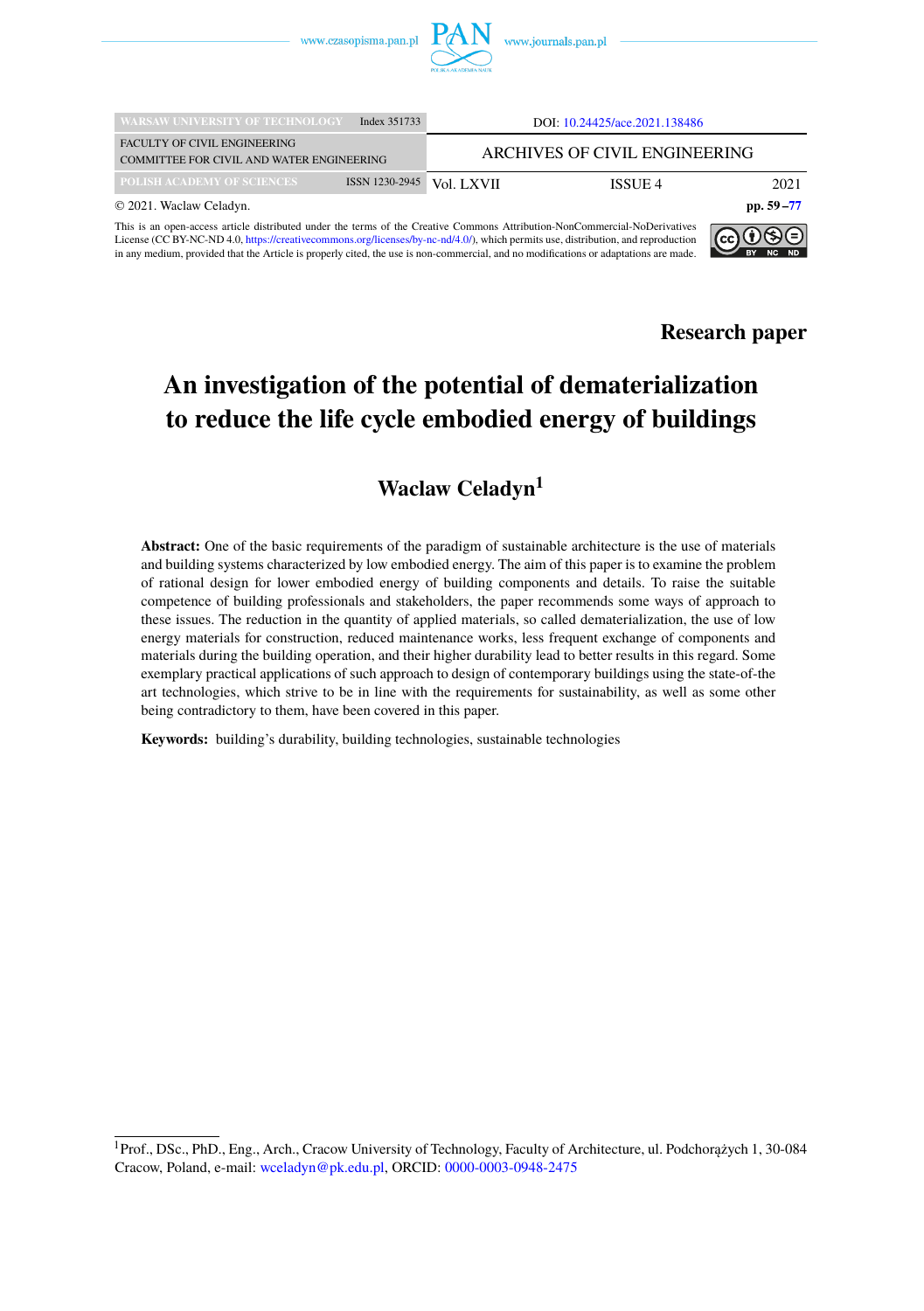© 2021. Waclaw Celadyn.

This is an open-access article distributed under the terms of the Creative Commons Attribution-NonCommercial-NoDerivatives License (CC BY-NC-ND 4.0, https://creativecommons.org/licenses/by-nc-nd/4.0/), which permits use, distribution, and reproduction in any medium, provided that the Article is properly cited, the use is non-commercial, and no modifications or adaptations are made.

**Research paper**

# An investigation of the potential of dematerialization to reduce the life cycle embodied energy of buildings

## Waclaw Celadyn[1]

**Abstract:** One of the basic requirements of the paradigm of sustainable architecture is the use of materials and building systems characterized by low embodied energy. The aim of this paper is to examine the problem of rational design for lower embodied energy of building components and details. To raise the suitable competence of building professionals and stakeholders, the paper recommends some ways of approach to these issues. The reduction in the quantity of applied materials, so called dematerialization, the use of low energy materials for construction, reduced maintenance works, less frequent exchange of components and materials during the building operation, and their higher durability lead to better results in this regard. Some exemplary practical applications of such approach to design of contemporary buildings using the state-of-the art technologies, which strive to be in line with the requirements for sustainability, as well as some other being contradictory to them, have been covered in this paper.

**Keywords:** building's durability, building technologies, sustainable technologies

---

[1] Prof., DSc., PhD., Eng., Arch., Cracow University of Technology, Faculty of Architecture, ul. Podchorążych 1, 30-084 Cracow, Poland, e-mail: wceladyn@pk.edu.pl, ORCID: 0000-0003-0948-2475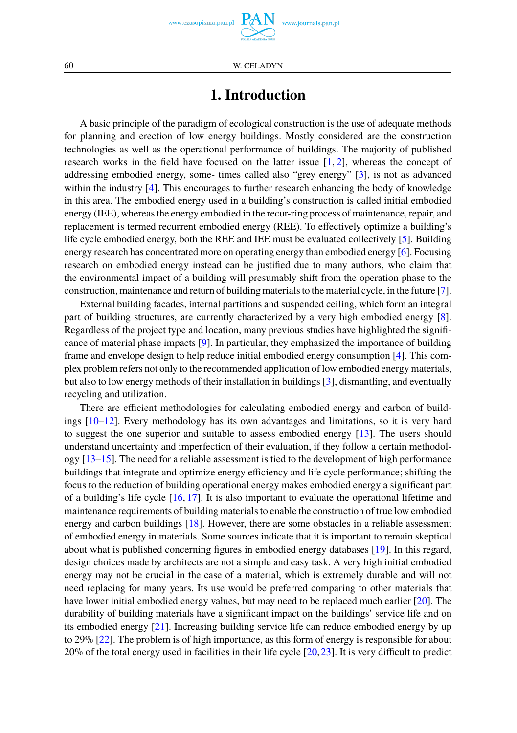# 1. Introduction

A basic principle of the paradigm of ecological construction is the use of adequate methods for planning and erection of low energy buildings. Mostly considered are the construction technologies as well as the operational performance of buildings. The majority of published research works in the field have focused on the latter issue [1, 2], whereas the concept of addressing embodied energy, some- times called also "grey energy" [3], is not as advanced within the industry [4]. This encourages to further research enhancing the body of knowledge in this area. The embodied energy used in a building's construction is called initial embodied energy (IEE), whereas the energy embodied in the recur-ring process of maintenance, repair, and replacement is termed recurrent embodied energy (REE). To effectively optimize a building's life cycle embodied energy, both the REE and IEE must be evaluated collectively [5]. Building energy research has concentrated more on operating energy than embodied energy [6]. Focusing research on embodied energy instead can be justified due to many authors, who claim that the environmental impact of a building will presumably shift from the operation phase to the construction, maintenance and return of building materials to the material cycle, in the future [7].

External building facades, internal partitions and suspended ceiling, which form an integral part of building structures, are currently characterized by a very high embodied energy [8]. Regardless of the project type and location, many previous studies have highlighted the significance of material phase impacts [9]. In particular, they emphasized the importance of building frame and envelope design to help reduce initial embodied energy consumption [4]. This complex problem refers not only to the recommended application of low embodied energy materials, but also to low energy methods of their installation in buildings [3], dismantling, and eventually recycling and utilization.

There are efficient methodologies for calculating embodied energy and carbon of buildings [10–12]. Every methodology has its own advantages and limitations, so it is very hard to suggest the one superior and suitable to assess embodied energy [13]. The users should understand uncertainty and imperfection of their evaluation, if they follow a certain methodology [13–15]. The need for a reliable assessment is tied to the development of high performance buildings that integrate and optimize energy efficiency and life cycle performance; shifting the focus to the reduction of building operational energy makes embodied energy a significant part of a building's life cycle [16, 17]. It is also important to evaluate the operational lifetime and maintenance requirements of building materials to enable the construction of true low embodied energy and carbon buildings [18]. However, there are some obstacles in a reliable assessment of embodied energy in materials. Some sources indicate that it is important to remain skeptical about what is published concerning figures in embodied energy databases [19]. In this regard, design choices made by architects are not a simple and easy task. A very high initial embodied energy may not be crucial in the case of a material, which is extremely durable and will not need replacing for many years. Its use would be preferred comparing to other materials that have lower initial embodied energy values, but may need to be replaced much earlier [20]. The durability of building materials have a significant impact on the buildings' service life and on its embodied energy [21]. Increasing building service life can reduce embodied energy by up to 29% [22]. The problem is of high importance, as this form of energy is responsible for about 20% of the total energy used in facilities in their life cycle [20, 23]. It is very difficult to predict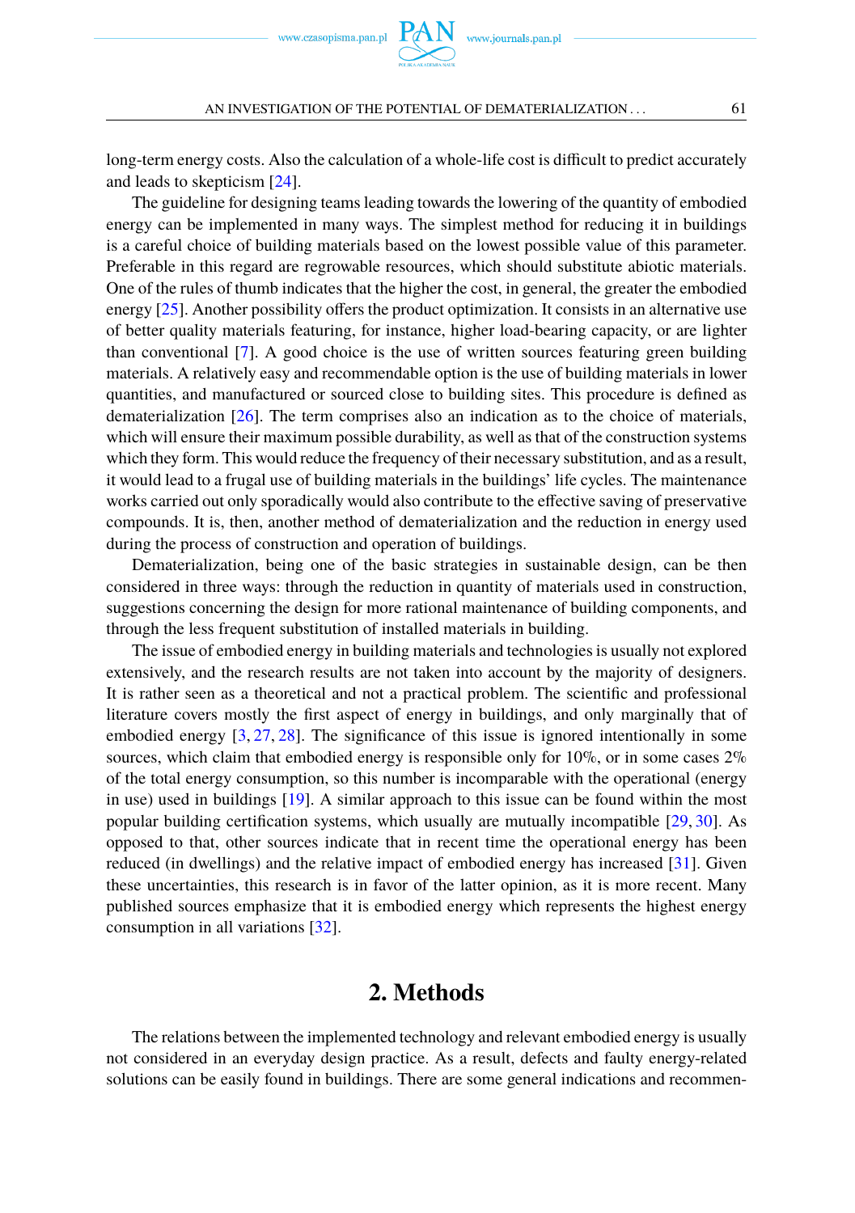long-term energy costs. Also the calculation of a whole-life cost is difficult to predict accurately and leads to skepticism [24].

The guideline for designing teams leading towards the lowering of the quantity of embodied energy can be implemented in many ways. The simplest method for reducing it in buildings is a careful choice of building materials based on the lowest possible value of this parameter. Preferable in this regard are regrowable resources, which should substitute abiotic materials. One of the rules of thumb indicates that the higher the cost, in general, the greater the embodied energy [25]. Another possibility offers the product optimization. It consists in an alternative use of better quality materials featuring, for instance, higher load-bearing capacity, or are lighter than conventional [7]. A good choice is the use of written sources featuring green building materials. A relatively easy and recommendable option is the use of building materials in lower quantities, and manufactured or sourced close to building sites. This procedure is defined as dematerialization [26]. The term comprises also an indication as to the choice of materials, which will ensure their maximum possible durability, as well as that of the construction systems which they form. This would reduce the frequency of their necessary substitution, and as a result, it would lead to a frugal use of building materials in the buildings' life cycles. The maintenance works carried out only sporadically would also contribute to the effective saving of preservative compounds. It is, then, another method of dematerialization and the reduction in energy used during the process of construction and operation of buildings.

Dematerialization, being one of the basic strategies in sustainable design, can be then considered in three ways: through the reduction in quantity of materials used in construction, suggestions concerning the design for more rational maintenance of building components, and through the less frequent substitution of installed materials in building.

The issue of embodied energy in building materials and technologies is usually not explored extensively, and the research results are not taken into account by the majority of designers. It is rather seen as a theoretical and not a practical problem. The scientific and professional literature covers mostly the first aspect of energy in buildings, and only marginally that of embodied energy [3, 27, 28]. The significance of this issue is ignored intentionally in some sources, which claim that embodied energy is responsible only for 10%, or in some cases 2% of the total energy consumption, so this number is incomparable with the operational (energy in use) used in buildings [19]. A similar approach to this issue can be found within the most popular building certification systems, which usually are mutually incompatible [29, 30]. As opposed to that, other sources indicate that in recent time the operational energy has been reduced (in dwellings) and the relative impact of embodied energy has increased [31]. Given these uncertainties, this research is in favor of the latter opinion, as it is more recent. Many published sources emphasize that it is embodied energy which represents the highest energy consumption in all variations [32].

## 2. Methods

The relations between the implemented technology and relevant embodied energy is usually not considered in an everyday design practice. As a result, defects and faulty energy-related solutions can be easily found in buildings. There are some general indications and recommen-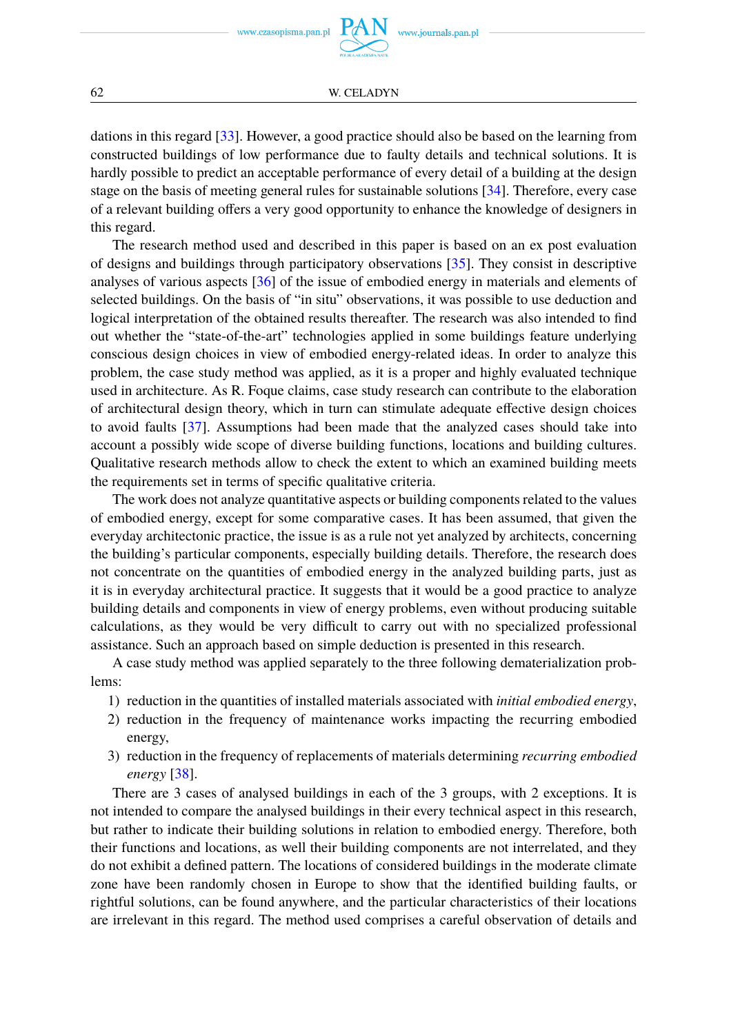dations in this regard [33]. However, a good practice should also be based on the learning from constructed buildings of low performance due to faulty details and technical solutions. It is hardly possible to predict an acceptable performance of every detail of a building at the design stage on the basis of meeting general rules for sustainable solutions [34]. Therefore, every case of a relevant building offers a very good opportunity to enhance the knowledge of designers in this regard.

The research method used and described in this paper is based on an ex post evaluation of designs and buildings through participatory observations [35]. They consist in descriptive analyses of various aspects [36] of the issue of embodied energy in materials and elements of selected buildings. On the basis of "in situ" observations, it was possible to use deduction and logical interpretation of the obtained results thereafter. The research was also intended to find out whether the "state-of-the-art" technologies applied in some buildings feature underlying conscious design choices in view of embodied energy-related ideas. In order to analyze this problem, the case study method was applied, as it is a proper and highly evaluated technique used in architecture. As R. Foque claims, case study research can contribute to the elaboration of architectural design theory, which in turn can stimulate adequate effective design choices to avoid faults [37]. Assumptions had been made that the analyzed cases should take into account a possibly wide scope of diverse building functions, locations and building cultures. Qualitative research methods allow to check the extent to which an examined building meets the requirements set in terms of specific qualitative criteria.

The work does not analyze quantitative aspects or building components related to the values of embodied energy, except for some comparative cases. It has been assumed, that given the everyday architectonic practice, the issue is as a rule not yet analyzed by architects, concerning the building's particular components, especially building details. Therefore, the research does not concentrate on the quantities of embodied energy in the analyzed building parts, just as it is in everyday architectural practice. It suggests that it would be a good practice to analyze building details and components in view of energy problems, even without producing suitable calculations, as they would be very difficult to carry out with no specialized professional assistance. Such an approach based on simple deduction is presented in this research.

A case study method was applied separately to the three following dematerialization problems:

1) reduction in the quantities of installed materials associated with *initial embodied energy*,
2) reduction in the frequency of maintenance works impacting the recurring embodied energy,
3) reduction in the frequency of replacements of materials determining *recurring embodied energy* [38].

There are 3 cases of analysed buildings in each of the 3 groups, with 2 exceptions. It is not intended to compare the analysed buildings in their every technical aspect in this research, but rather to indicate their building solutions in relation to embodied energy. Therefore, both their functions and locations, as well their building components are not interrelated, and they do not exhibit a defined pattern. The locations of considered buildings in the moderate climate zone have been randomly chosen in Europe to show that the identified building faults, or rightful solutions, can be found anywhere, and the particular characteristics of their locations are irrelevant in this regard. The method used comprises a careful observation of details and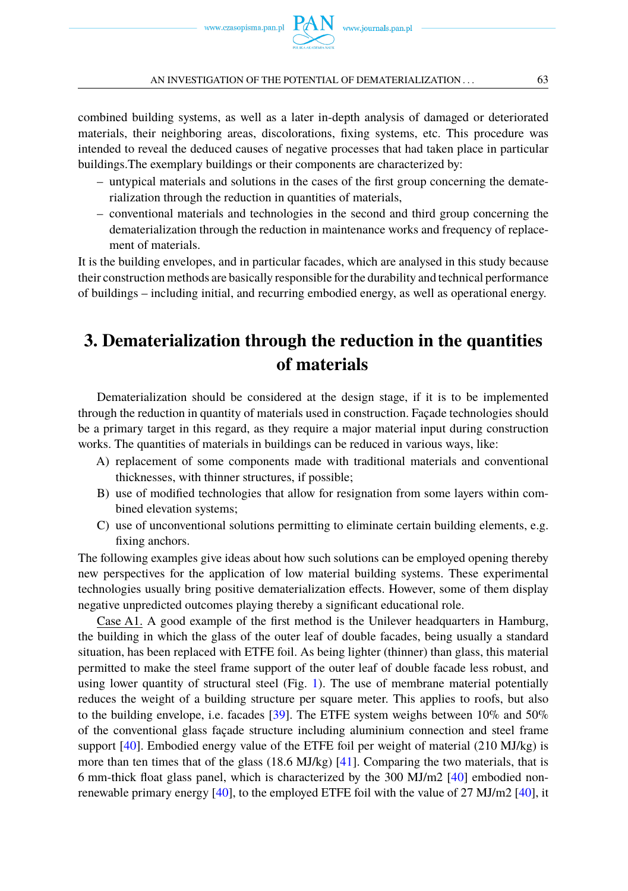combined building systems, as well as a later in-depth analysis of damaged or deteriorated materials, their neighboring areas, discolorations, fixing systems, etc. This procedure was intended to reveal the deduced causes of negative processes that had taken place in particular buildings.The exemplary buildings or their components are characterized by:

– untypical materials and solutions in the cases of the first group concerning the dematerialization through the reduction in quantities of materials,
– conventional materials and technologies in the second and third group concerning the dematerialization through the reduction in maintenance works and frequency of replacement of materials.

It is the building envelopes, and in particular facades, which are analysed in this study because their construction methods are basically responsible for the durability and technical performance of buildings – including initial, and recurring embodied energy, as well as operational energy.

## 3. Dematerialization through the reduction in the quantities of materials

Dematerialization should be considered at the design stage, if it is to be implemented through the reduction in quantity of materials used in construction. Façade technologies should be a primary target in this regard, as they require a major material input during construction works. The quantities of materials in buildings can be reduced in various ways, like:

A) replacement of some components made with traditional materials and conventional thicknesses, with thinner structures, if possible;
B) use of modified technologies that allow for resignation from some layers within combined elevation systems;
C) use of unconventional solutions permitting to eliminate certain building elements, e.g. fixing anchors.

The following examples give ideas about how such solutions can be employed opening thereby new perspectives for the application of low material building systems. These experimental technologies usually bring positive dematerialization effects. However, some of them display negative unpredicted outcomes playing thereby a significant educational role.

Case A1. A good example of the first method is the Unilever headquarters in Hamburg, the building in which the glass of the outer leaf of double facades, being usually a standard situation, has been replaced with ETFE foil. As being lighter (thinner) than glass, this material permitted to make the steel frame support of the outer leaf of double facade less robust, and using lower quantity of structural steel (Fig. 1). The use of membrane material potentially reduces the weight of a building structure per square meter. This applies to roofs, but also to the building envelope, i.e. facades [39]. The ETFE system weighs between 10% and 50% of the conventional glass façade structure including aluminium connection and steel frame support [40]. Embodied energy value of the ETFE foil per weight of material (210 MJ/kg) is more than ten times that of the glass (18.6 MJ/kg) [41]. Comparing the two materials, that is 6 mm-thick float glass panel, which is characterized by the 300 MJ/m2 [40] embodied non-renewable primary energy [40], to the employed ETFE foil with the value of 27 MJ/m2 [40], it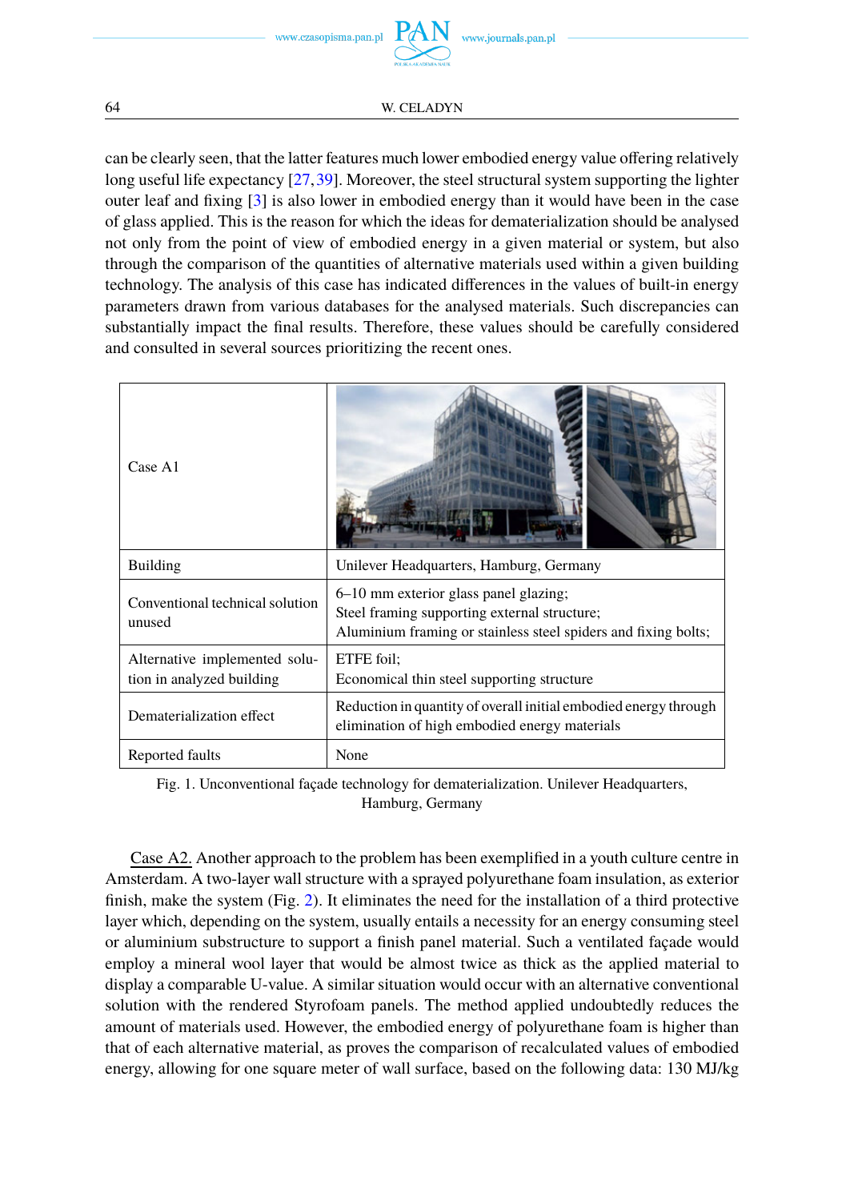can be clearly seen, that the latter features much lower embodied energy value offering relatively long useful life expectancy [27, 39]. Moreover, the steel structural system supporting the lighter outer leaf and fixing [3] is also lower in embodied energy than it would have been in the case of glass applied. This is the reason for which the ideas for dematerialization should be analysed not only from the point of view of embodied energy in a given material or system, but also through the comparison of the quantities of alternative materials used within a given building technology. The analysis of this case has indicated differences in the values of built-in energy parameters drawn from various databases for the analysed materials. Such discrepancies can substantially impact the final results. Therefore, these values should be carefully considered and consulted in several sources prioritizing the recent ones.

| Case A1 | |
|---|---|
| Building | Unilever Headquarters, Hamburg, Germany |
| Conventional technical solution unused | 6–10 mm exterior glass panel glazing;<br>Steel framing supporting external structure;<br>Aluminium framing or stainless steel spiders and fixing bolts; |
| Alternative implemented solution in analyzed building | ETFE foil;<br>Economical thin steel supporting structure |
| Dematerialization effect | Reduction in quantity of overall initial embodied energy through elimination of high embodied energy materials |
| Reported faults | None |

Fig. 1. Unconventional façade technology for dematerialization. Unilever Headquarters, Hamburg, Germany

Case A2. Another approach to the problem has been exemplified in a youth culture centre in Amsterdam. A two-layer wall structure with a sprayed polyurethane foam insulation, as exterior finish, make the system (Fig. 2). It eliminates the need for the installation of a third protective layer which, depending on the system, usually entails a necessity for an energy consuming steel or aluminium substructure to support a finish panel material. Such a ventilated façade would employ a mineral wool layer that would be almost twice as thick as the applied material to display a comparable U-value. A similar situation would occur with an alternative conventional solution with the rendered Styrofoam panels. The method applied undoubtedly reduces the amount of materials used. However, the embodied energy of polyurethane foam is higher than that of each alternative material, as proves the comparison of recalculated values of embodied energy, allowing for one square meter of wall surface, based on the following data: 130 MJ/kg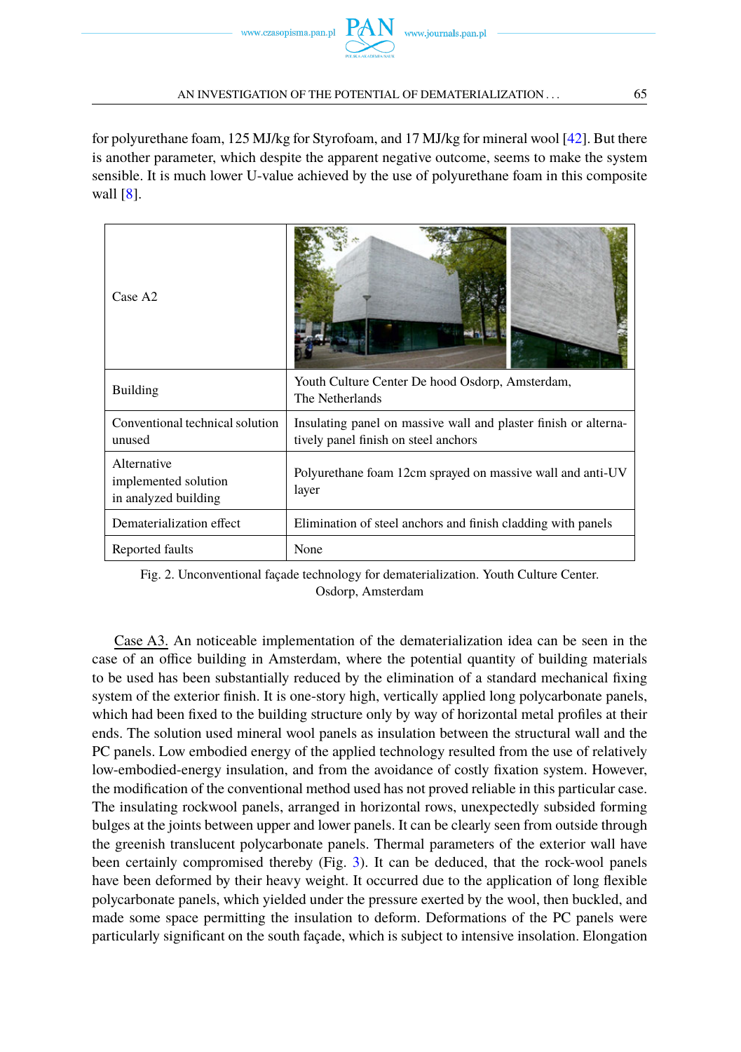for polyurethane foam, 125 MJ/kg for Styrofoam, and 17 MJ/kg for mineral wool [42]. But there is another parameter, which despite the apparent negative outcome, seems to make the system sensible. It is much lower U-value achieved by the use of polyurethane foam in this composite wall [8].

| Case A2 | |
|---|---|
| Building | Youth Culture Center De hood Osdorp, Amsterdam, The Netherlands |
| Conventional technical solution unused | Insulating panel on massive wall and plaster finish or alternatively panel finish on steel anchors |
| Alternative implemented solution in analyzed building | Polyurethane foam 12cm sprayed on massive wall and anti-UV layer |
| Dematerialization effect | Elimination of steel anchors and finish cladding with panels |
| Reported faults | None |

Fig. 2. Unconventional façade technology for dematerialization. Youth Culture Center. Osdorp, Amsterdam

Case A3. An noticeable implementation of the dematerialization idea can be seen in the case of an office building in Amsterdam, where the potential quantity of building materials to be used has been substantially reduced by the elimination of a standard mechanical fixing system of the exterior finish. It is one-story high, vertically applied long polycarbonate panels, which had been fixed to the building structure only by way of horizontal metal profiles at their ends. The solution used mineral wool panels as insulation between the structural wall and the PC panels. Low embodied energy of the applied technology resulted from the use of relatively low-embodied-energy insulation, and from the avoidance of costly fixation system. However, the modification of the conventional method used has not proved reliable in this particular case. The insulating rockwool panels, arranged in horizontal rows, unexpectedly subsided forming bulges at the joints between upper and lower panels. It can be clearly seen from outside through the greenish translucent polycarbonate panels. Thermal parameters of the exterior wall have been certainly compromised thereby (Fig. 3). It can be deduced, that the rock-wool panels have been deformed by their heavy weight. It occurred due to the application of long flexible polycarbonate panels, which yielded under the pressure exerted by the wool, then buckled, and made some space permitting the insulation to deform. Deformations of the PC panels were particularly significant on the south façade, which is subject to intensive insolation. Elongation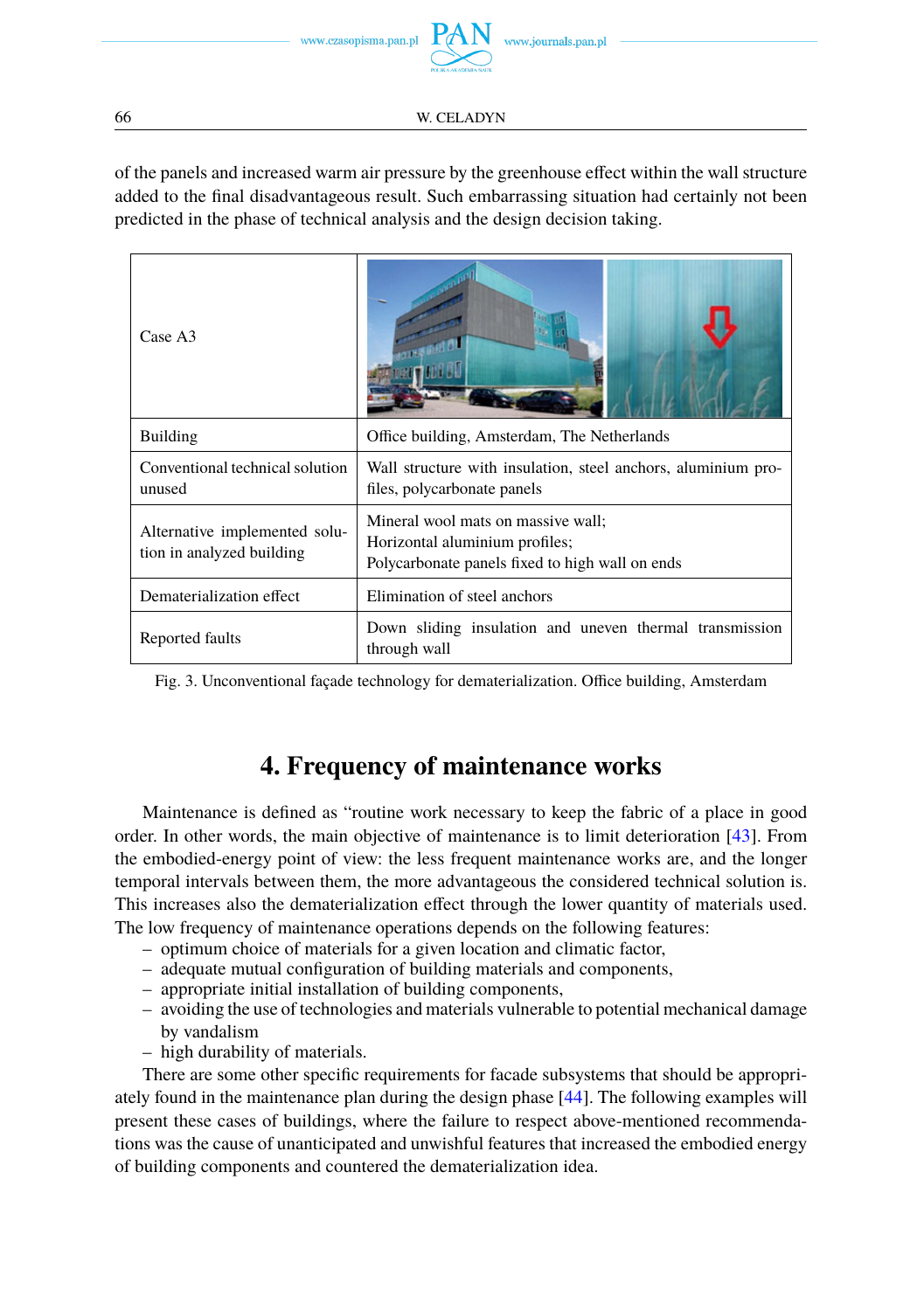of the panels and increased warm air pressure by the greenhouse effect within the wall structure added to the final disadvantageous result. Such embarrassing situation had certainly not been predicted in the phase of technical analysis and the design decision taking.

| Case A3 | |
|---|---|
| Building | Office building, Amsterdam, The Netherlands |
| Conventional technical solution unused | Wall structure with insulation, steel anchors, aluminium profiles, polycarbonate panels |
| Alternative implemented solution in analyzed building | Mineral wool mats on massive wall;<br>Horizontal aluminium profiles;<br>Polycarbonate panels fixed to high wall on ends |
| Dematerialization effect | Elimination of steel anchors |
| Reported faults | Down sliding insulation and uneven thermal transmission through wall |

Fig. 3. Unconventional façade technology for dematerialization. Office building, Amsterdam

## 4. Frequency of maintenance works

Maintenance is defined as "routine work necessary to keep the fabric of a place in good order. In other words, the main objective of maintenance is to limit deterioration [43]. From the embodied-energy point of view: the less frequent maintenance works are, and the longer temporal intervals between them, the more advantageous the considered technical solution is. This increases also the dematerialization effect through the lower quantity of materials used. The low frequency of maintenance operations depends on the following features:

- optimum choice of materials for a given location and climatic factor,
- adequate mutual configuration of building materials and components,
- appropriate initial installation of building components,
- avoiding the use of technologies and materials vulnerable to potential mechanical damage by vandalism
- high durability of materials.

There are some other specific requirements for facade subsystems that should be appropriately found in the maintenance plan during the design phase [44]. The following examples will present these cases of buildings, where the failure to respect above-mentioned recommendations was the cause of unanticipated and unwishful features that increased the embodied energy of building components and countered the dematerialization idea.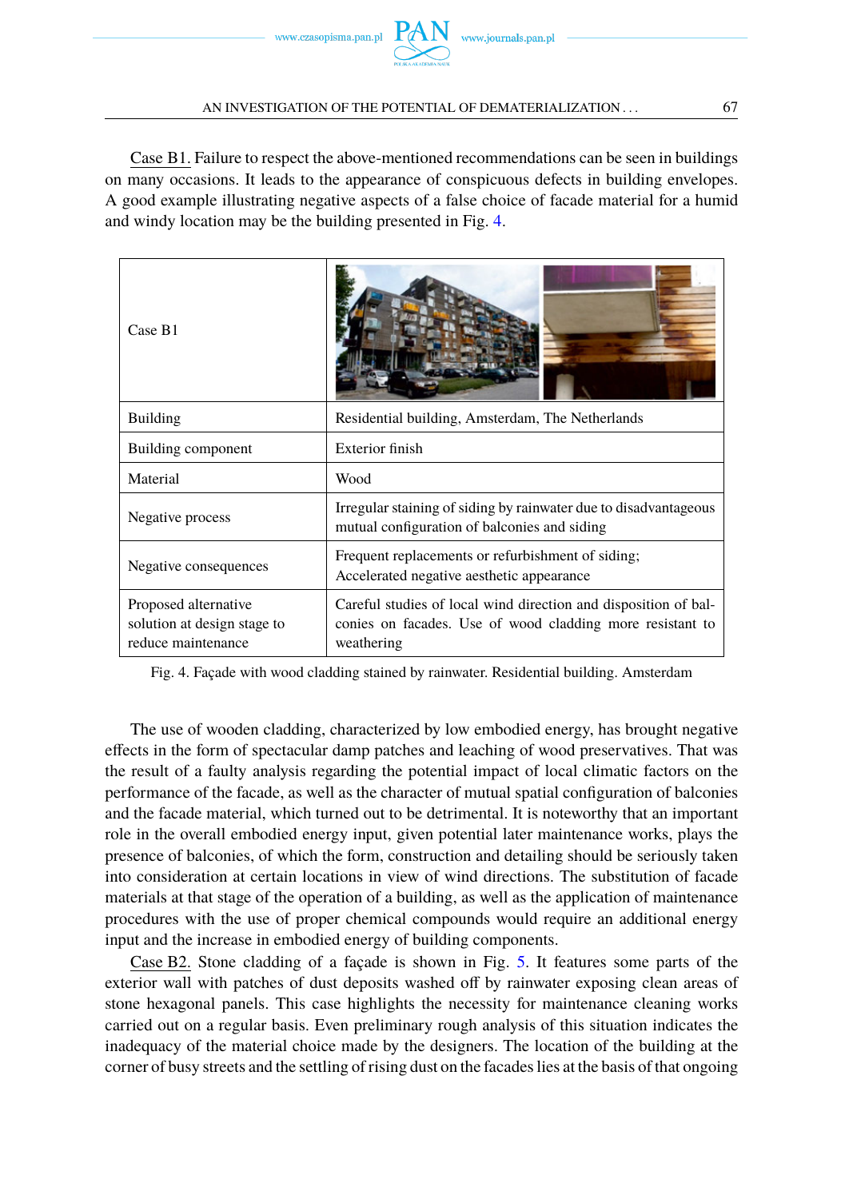Case B1. Failure to respect the above-mentioned recommendations can be seen in buildings on many occasions. It leads to the appearance of conspicuous defects in building envelopes. A good example illustrating negative aspects of a false choice of facade material for a humid and windy location may be the building presented in Fig. 4.

| Case B1 | |
|---|---|
| Building | Residential building, Amsterdam, The Netherlands |
| Building component | Exterior finish |
| Material | Wood |
| Negative process | Irregular staining of siding by rainwater due to disadvantageous mutual configuration of balconies and siding |
| Negative consequences | Frequent replacements or refurbishment of siding; Accelerated negative aesthetic appearance |
| Proposed alternative solution at design stage to reduce maintenance | Careful studies of local wind direction and disposition of balconies on facades. Use of wood cladding more resistant to weathering |

Fig. 4. Façade with wood cladding stained by rainwater. Residential building. Amsterdam

The use of wooden cladding, characterized by low embodied energy, has brought negative effects in the form of spectacular damp patches and leaching of wood preservatives. That was the result of a faulty analysis regarding the potential impact of local climatic factors on the performance of the facade, as well as the character of mutual spatial configuration of balconies and the facade material, which turned out to be detrimental. It is noteworthy that an important role in the overall embodied energy input, given potential later maintenance works, plays the presence of balconies, of which the form, construction and detailing should be seriously taken into consideration at certain locations in view of wind directions. The substitution of facade materials at that stage of the operation of a building, as well as the application of maintenance procedures with the use of proper chemical compounds would require an additional energy input and the increase in embodied energy of building components.

Case B2. Stone cladding of a façade is shown in Fig. 5. It features some parts of the exterior wall with patches of dust deposits washed off by rainwater exposing clean areas of stone hexagonal panels. This case highlights the necessity for maintenance cleaning works carried out on a regular basis. Even preliminary rough analysis of this situation indicates the inadequacy of the material choice made by the designers. The location of the building at the corner of busy streets and the settling of rising dust on the facades lies at the basis of that ongoing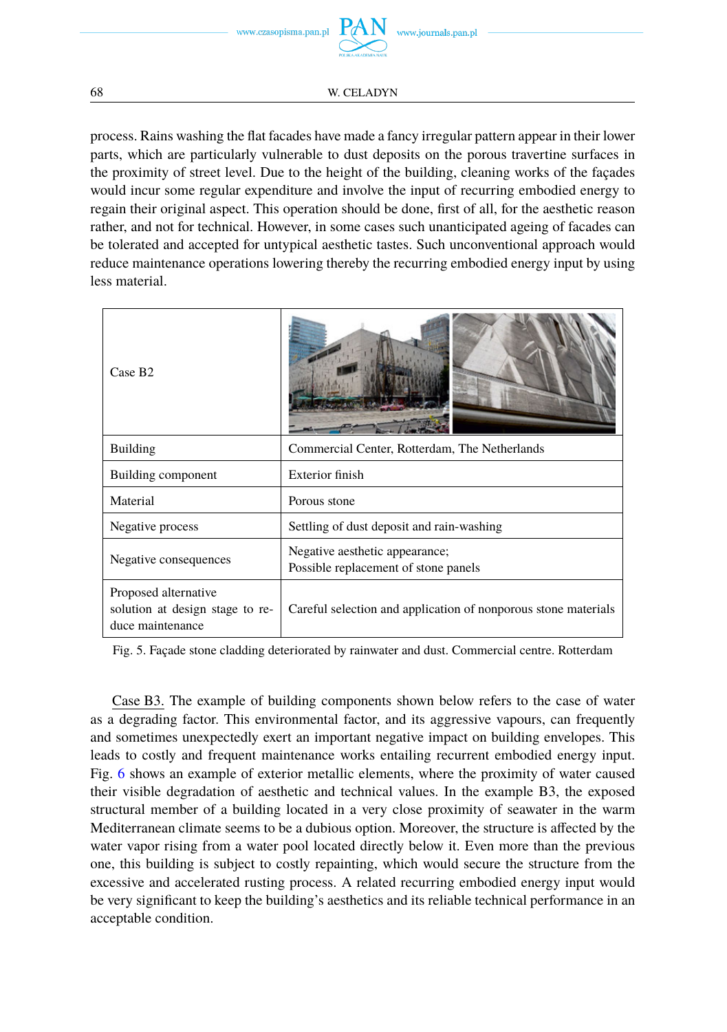process. Rains washing the flat facades have made a fancy irregular pattern appear in their lower parts, which are particularly vulnerable to dust deposits on the porous travertine surfaces in the proximity of street level. Due to the height of the building, cleaning works of the façades would incur some regular expenditure and involve the input of recurring embodied energy to regain their original aspect. This operation should be done, first of all, for the aesthetic reason rather, and not for technical. However, in some cases such unanticipated ageing of facades can be tolerated and accepted for untypical aesthetic tastes. Such unconventional approach would reduce maintenance operations lowering thereby the recurring embodied energy input by using less material.

| Case B2 | |
|---|---|
| Building | Commercial Center, Rotterdam, The Netherlands |
| Building component | Exterior finish |
| Material | Porous stone |
| Negative process | Settling of dust deposit and rain-washing |
| Negative consequences | Negative aesthetic appearance;<br>Possible replacement of stone panels |
| Proposed alternative solution at design stage to reduce maintenance | Careful selection and application of nonporous stone materials |

Fig. 5. Façade stone cladding deteriorated by rainwater and dust. Commercial centre. Rotterdam

Case B3. The example of building components shown below refers to the case of water as a degrading factor. This environmental factor, and its aggressive vapours, can frequently and sometimes unexpectedly exert an important negative impact on building envelopes. This leads to costly and frequent maintenance works entailing recurrent embodied energy input. Fig. 6 shows an example of exterior metallic elements, where the proximity of water caused their visible degradation of aesthetic and technical values. In the example B3, the exposed structural member of a building located in a very close proximity of seawater in the warm Mediterranean climate seems to be a dubious option. Moreover, the structure is affected by the water vapor rising from a water pool located directly below it. Even more than the previous one, this building is subject to costly repainting, which would secure the structure from the excessive and accelerated rusting process. A related recurring embodied energy input would be very significant to keep the building's aesthetics and its reliable technical performance in an acceptable condition.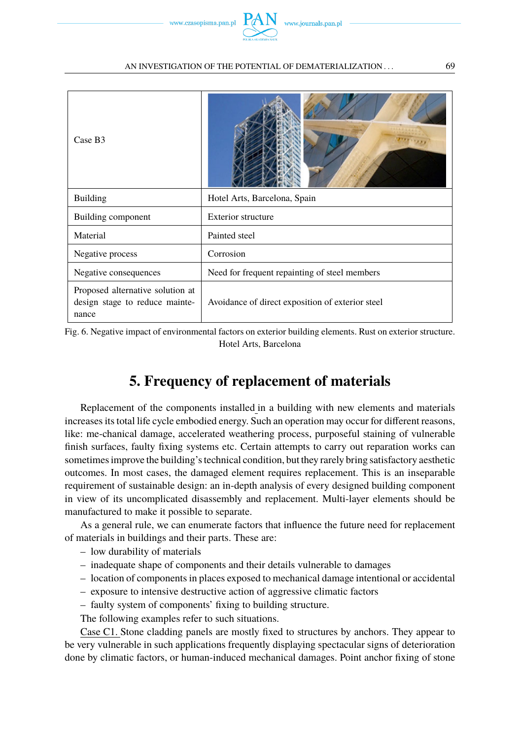| Case B3 | |
|---|---|
| Building | Hotel Arts, Barcelona, Spain |
| Building component | Exterior structure |
| Material | Painted steel |
| Negative process | Corrosion |
| Negative consequences | Need for frequent repainting of steel members |
| Proposed alternative solution at design stage to reduce maintenance | Avoidance of direct exposition of exterior steel |

Fig. 6. Negative impact of environmental factors on exterior building elements. Rust on exterior structure. Hotel Arts, Barcelona

## 5. Frequency of replacement of materials

Replacement of the components installed in a building with new elements and materials increases its total life cycle embodied energy. Such an operation may occur for different reasons, like: me-chanical damage, accelerated weathering process, purposeful staining of vulnerable finish surfaces, faulty fixing systems etc. Certain attempts to carry out reparation works can sometimes improve the building's technical condition, but they rarely bring satisfactory aesthetic outcomes. In most cases, the damaged element requires replacement. This is an inseparable requirement of sustainable design: an in-depth analysis of every designed building component in view of its uncomplicated disassembly and replacement. Multi-layer elements should be manufactured to make it possible to separate.

As a general rule, we can enumerate factors that influence the future need for replacement of materials in buildings and their parts. These are:

- low durability of materials
- inadequate shape of components and their details vulnerable to damages
- location of components in places exposed to mechanical damage intentional or accidental
- exposure to intensive destructive action of aggressive climatic factors
- faulty system of components' fixing to building structure.

The following examples refer to such situations.

Case C1. Stone cladding panels are mostly fixed to structures by anchors. They appear to be very vulnerable in such applications frequently displaying spectacular signs of deterioration done by climatic factors, or human-induced mechanical damages. Point anchor fixing of stone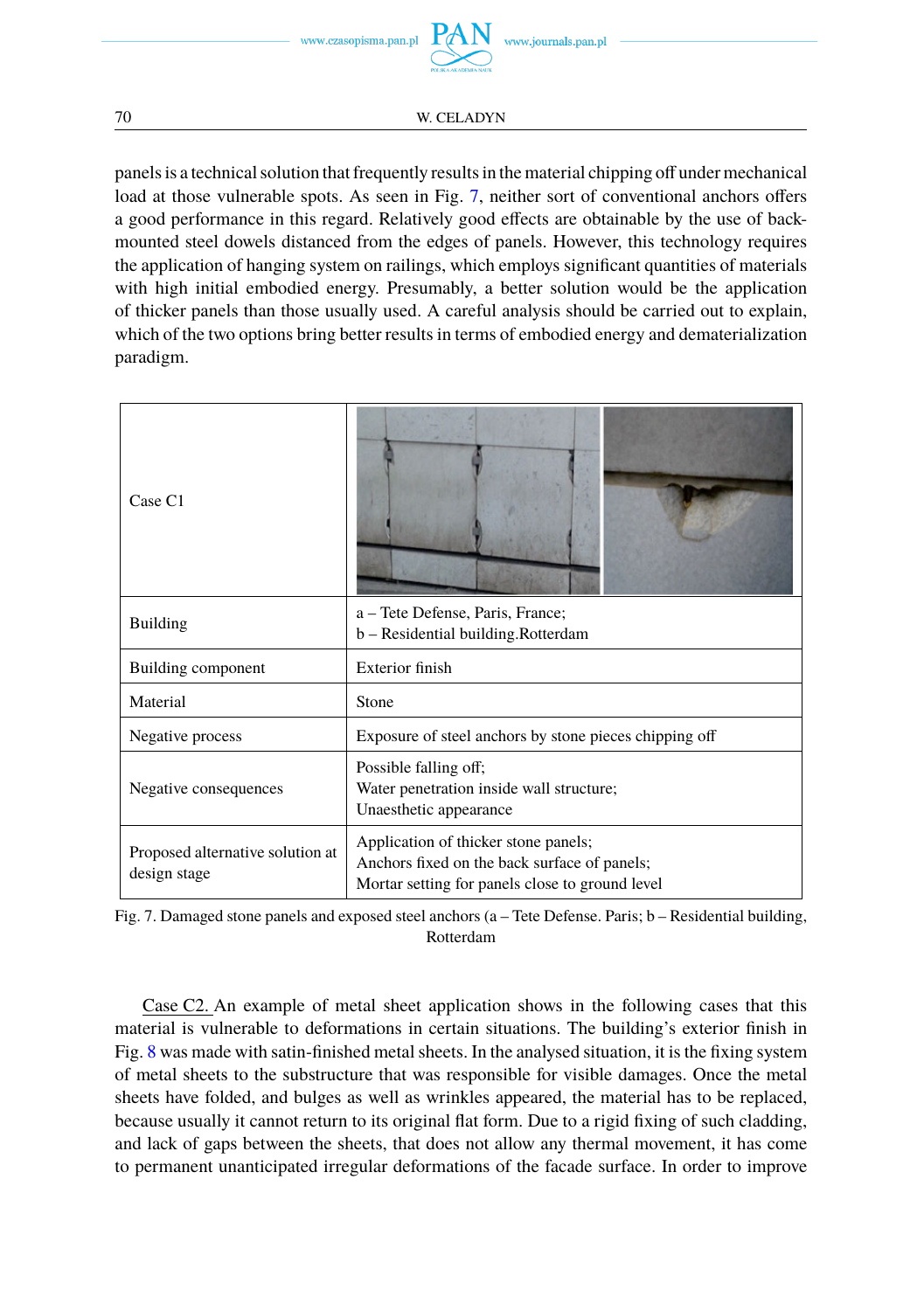panels is a technical solution that frequently results in the material chipping off under mechanical load at those vulnerable spots. As seen in Fig. 7, neither sort of conventional anchors offers a good performance in this regard. Relatively good effects are obtainable by the use of back-mounted steel dowels distanced from the edges of panels. However, this technology requires the application of hanging system on railings, which employs significant quantities of materials with high initial embodied energy. Presumably, a better solution would be the application of thicker panels than those usually used. A careful analysis should be carried out to explain, which of the two options bring better results in terms of embodied energy and dematerialization paradigm.

| Case C1 | |
|---|---|
| Building | a – Tete Defense, Paris, France;<br>b – Residential building.Rotterdam |
| Building component | Exterior finish |
| Material | Stone |
| Negative process | Exposure of steel anchors by stone pieces chipping off |
| Negative consequences | Possible falling off;<br>Water penetration inside wall structure;<br>Unaesthetic appearance |
| Proposed alternative solution at design stage | Application of thicker stone panels;<br>Anchors fixed on the back surface of panels;<br>Mortar setting for panels close to ground level |

Fig. 7. Damaged stone panels and exposed steel anchors (a – Tete Defense. Paris; b – Residential building, Rotterdam

Case C2. An example of metal sheet application shows in the following cases that this material is vulnerable to deformations in certain situations. The building's exterior finish in Fig. 8 was made with satin-finished metal sheets. In the analysed situation, it is the fixing system of metal sheets to the substructure that was responsible for visible damages. Once the metal sheets have folded, and bulges as well as wrinkles appeared, the material has to be replaced, because usually it cannot return to its original flat form. Due to a rigid fixing of such cladding, and lack of gaps between the sheets, that does not allow any thermal movement, it has come to permanent unanticipated irregular deformations of the facade surface. In order to improve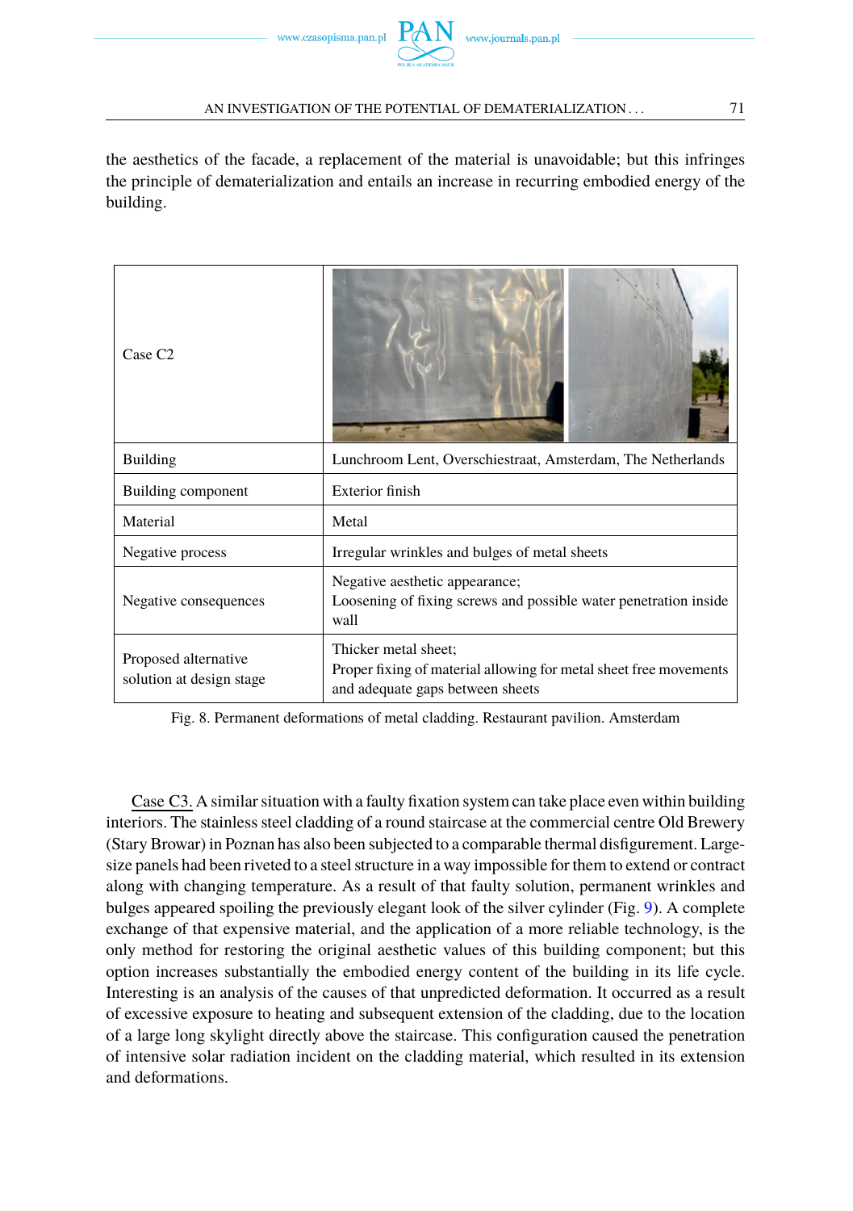the aesthetics of the facade, a replacement of the material is unavoidable; but this infringes the principle of dematerialization and entails an increase in recurring embodied energy of the building.

| Case C2 | |
|---|---|
| Building | Lunchroom Lent, Overschiestraat, Amsterdam, The Netherlands |
| Building component | Exterior finish |
| Material | Metal |
| Negative process | Irregular wrinkles and bulges of metal sheets |
| Negative consequences | Negative aesthetic appearance;<br>Loosening of fixing screws and possible water penetration inside wall |
| Proposed alternative solution at design stage | Thicker metal sheet;<br>Proper fixing of material allowing for metal sheet free movements and adequate gaps between sheets |

Fig. 8. Permanent deformations of metal cladding. Restaurant pavilion. Amsterdam

Case C3. A similar situation with a faulty fixation system can take place even within building interiors. The stainless steel cladding of a round staircase at the commercial centre Old Brewery (Stary Browar) in Poznan has also been subjected to a comparable thermal disfigurement. Large-size panels had been riveted to a steel structure in a way impossible for them to extend or contract along with changing temperature. As a result of that faulty solution, permanent wrinkles and bulges appeared spoiling the previously elegant look of the silver cylinder (Fig. 9). A complete exchange of that expensive material, and the application of a more reliable technology, is the only method for restoring the original aesthetic values of this building component; but this option increases substantially the embodied energy content of the building in its life cycle. Interesting is an analysis of the causes of that unpredicted deformation. It occurred as a result of excessive exposure to heating and subsequent extension of the cladding, due to the location of a large long skylight directly above the staircase. This configuration caused the penetration of intensive solar radiation incident on the cladding material, which resulted in its extension and deformations.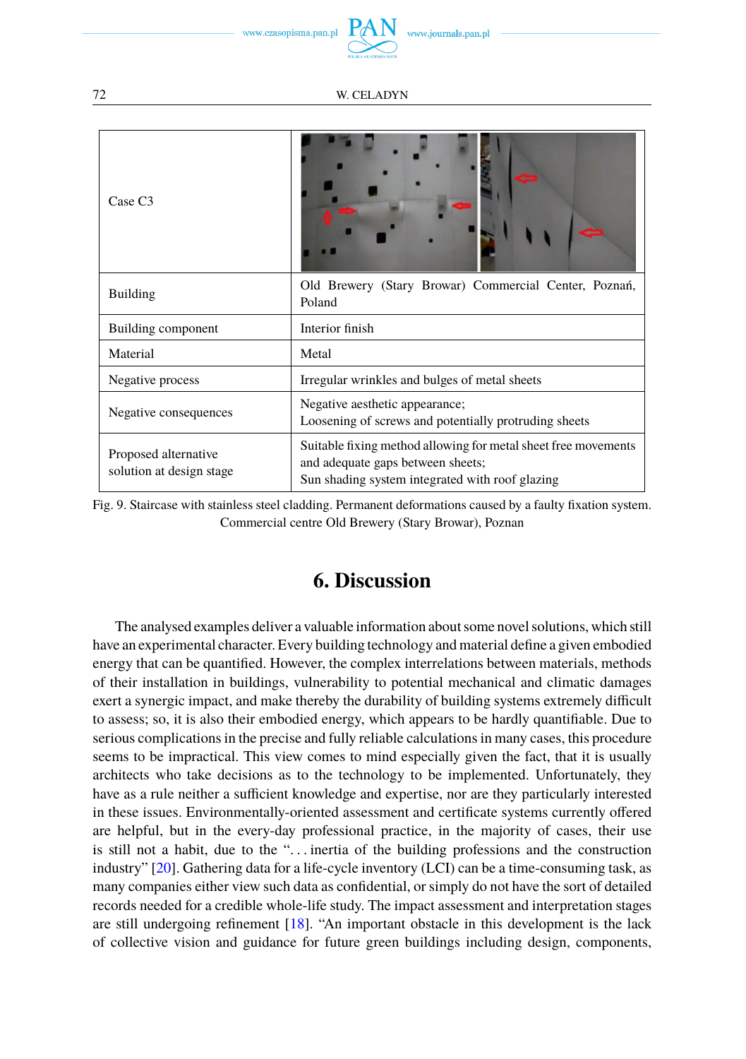| Case C3 | |
|---|---|
| Building | Old Brewery (Stary Browar) Commercial Center, Poznań, Poland |
| Building component | Interior finish |
| Material | Metal |
| Negative process | Irregular wrinkles and bulges of metal sheets |
| Negative consequences | Negative aesthetic appearance;<br>Loosening of screws and potentially protruding sheets |
| Proposed alternative solution at design stage | Suitable fixing method allowing for metal sheet free movements and adequate gaps between sheets;<br>Sun shading system integrated with roof glazing |

Fig. 9. Staircase with stainless steel cladding. Permanent deformations caused by a faulty fixation system. Commercial centre Old Brewery (Stary Browar), Poznan

## 6. Discussion

The analysed examples deliver a valuable information about some novel solutions, which still have an experimental character. Every building technology and material define a given embodied energy that can be quantified. However, the complex interrelations between materials, methods of their installation in buildings, vulnerability to potential mechanical and climatic damages exert a synergic impact, and make thereby the durability of building systems extremely difficult to assess; so, it is also their embodied energy, which appears to be hardly quantifiable. Due to serious complications in the precise and fully reliable calculations in many cases, this procedure seems to be impractical. This view comes to mind especially given the fact, that it is usually architects who take decisions as to the technology to be implemented. Unfortunately, they have as a rule neither a sufficient knowledge and expertise, nor are they particularly interested in these issues. Environmentally-oriented assessment and certificate systems currently offered are helpful, but in the every-day professional practice, in the majority of cases, their use is still not a habit, due to the "…inertia of the building professions and the construction industry" [20]. Gathering data for a life-cycle inventory (LCI) can be a time-consuming task, as many companies either view such data as confidential, or simply do not have the sort of detailed records needed for a credible whole-life study. The impact assessment and interpretation stages are still undergoing refinement [18]. "An important obstacle in this development is the lack of collective vision and guidance for future green buildings including design, components,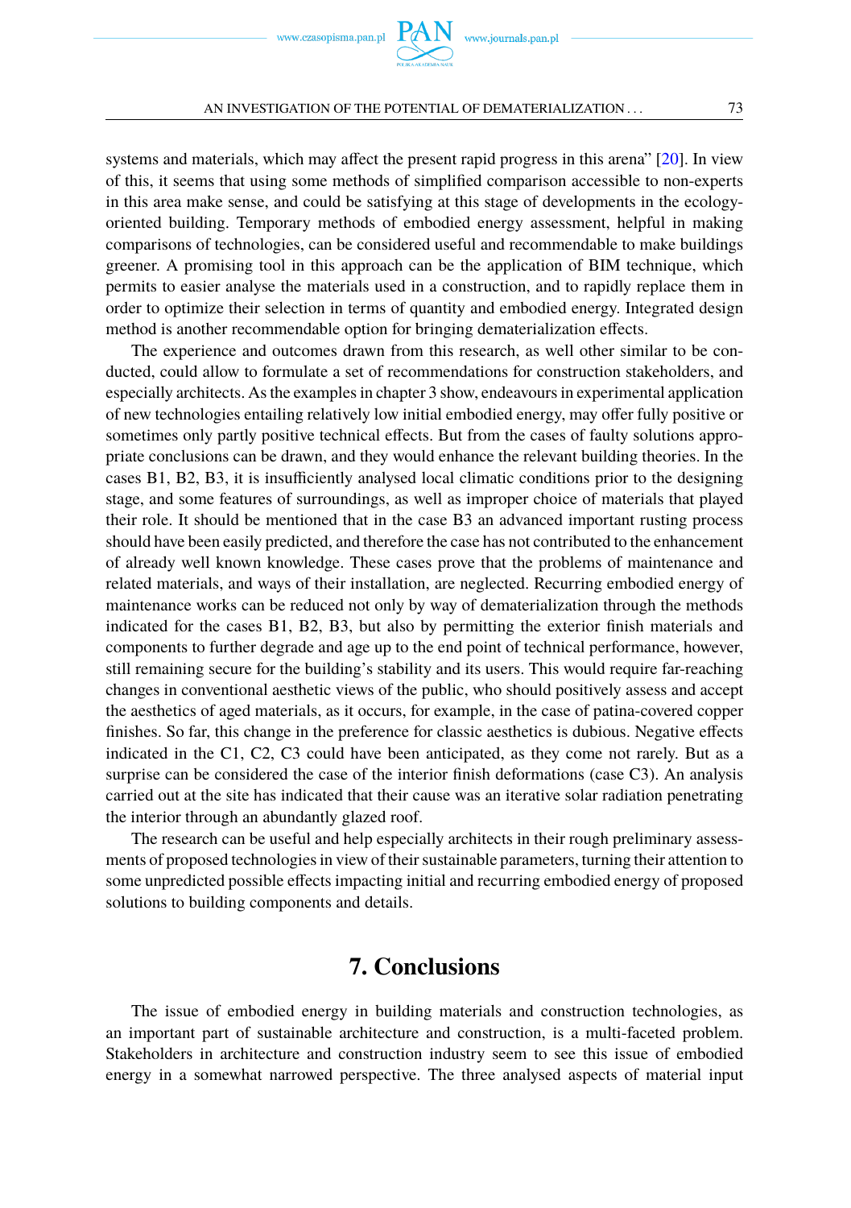systems and materials, which may affect the present rapid progress in this arena" [20]. In view of this, it seems that using some methods of simplified comparison accessible to non-experts in this area make sense, and could be satisfying at this stage of developments in the ecology-oriented building. Temporary methods of embodied energy assessment, helpful in making comparisons of technologies, can be considered useful and recommendable to make buildings greener. A promising tool in this approach can be the application of BIM technique, which permits to easier analyse the materials used in a construction, and to rapidly replace them in order to optimize their selection in terms of quantity and embodied energy. Integrated design method is another recommendable option for bringing dematerialization effects.

The experience and outcomes drawn from this research, as well other similar to be conducted, could allow to formulate a set of recommendations for construction stakeholders, and especially architects. As the examples in chapter 3 show, endeavours in experimental application of new technologies entailing relatively low initial embodied energy, may offer fully positive or sometimes only partly positive technical effects. But from the cases of faulty solutions appropriate conclusions can be drawn, and they would enhance the relevant building theories. In the cases B1, B2, B3, it is insufficiently analysed local climatic conditions prior to the designing stage, and some features of surroundings, as well as improper choice of materials that played their role. It should be mentioned that in the case B3 an advanced important rusting process should have been easily predicted, and therefore the case has not contributed to the enhancement of already well known knowledge. These cases prove that the problems of maintenance and related materials, and ways of their installation, are neglected. Recurring embodied energy of maintenance works can be reduced not only by way of dematerialization through the methods indicated for the cases B1, B2, B3, but also by permitting the exterior finish materials and components to further degrade and age up to the end point of technical performance, however, still remaining secure for the building's stability and its users. This would require far-reaching changes in conventional aesthetic views of the public, who should positively assess and accept the aesthetics of aged materials, as it occurs, for example, in the case of patina-covered copper finishes. So far, this change in the preference for classic aesthetics is dubious. Negative effects indicated in the C1, C2, C3 could have been anticipated, as they come not rarely. But as a surprise can be considered the case of the interior finish deformations (case C3). An analysis carried out at the site has indicated that their cause was an iterative solar radiation penetrating the interior through an abundantly glazed roof.

The research can be useful and help especially architects in their rough preliminary assessments of proposed technologies in view of their sustainable parameters, turning their attention to some unpredicted possible effects impacting initial and recurring embodied energy of proposed solutions to building components and details.

# 7. Conclusions

The issue of embodied energy in building materials and construction technologies, as an important part of sustainable architecture and construction, is a multi-faceted problem. Stakeholders in architecture and construction industry seem to see this issue of embodied energy in a somewhat narrowed perspective. The three analysed aspects of material input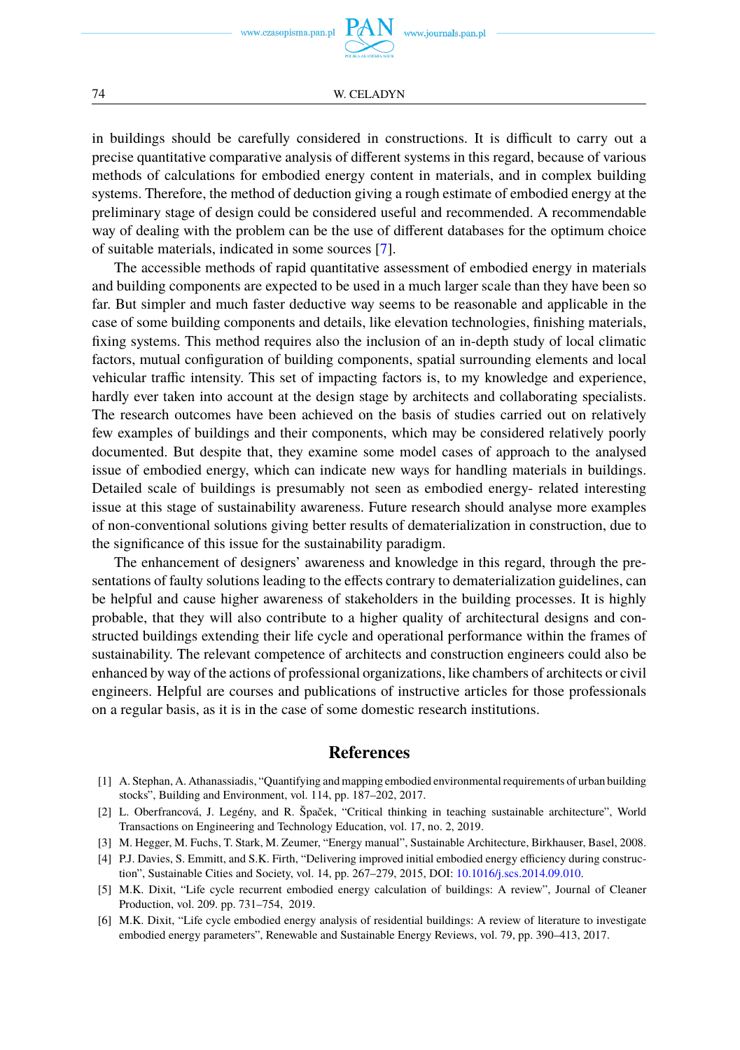in buildings should be carefully considered in constructions. It is difficult to carry out a precise quantitative comparative analysis of different systems in this regard, because of various methods of calculations for embodied energy content in materials, and in complex building systems. Therefore, the method of deduction giving a rough estimate of embodied energy at the preliminary stage of design could be considered useful and recommended. A recommendable way of dealing with the problem can be the use of different databases for the optimum choice of suitable materials, indicated in some sources [7].

The accessible methods of rapid quantitative assessment of embodied energy in materials and building components are expected to be used in a much larger scale than they have been so far. But simpler and much faster deductive way seems to be reasonable and applicable in the case of some building components and details, like elevation technologies, finishing materials, fixing systems. This method requires also the inclusion of an in-depth study of local climatic factors, mutual configuration of building components, spatial surrounding elements and local vehicular traffic intensity. This set of impacting factors is, to my knowledge and experience, hardly ever taken into account at the design stage by architects and collaborating specialists. The research outcomes have been achieved on the basis of studies carried out on relatively few examples of buildings and their components, which may be considered relatively poorly documented. But despite that, they examine some model cases of approach to the analysed issue of embodied energy, which can indicate new ways for handling materials in buildings. Detailed scale of buildings is presumably not seen as embodied energy- related interesting issue at this stage of sustainability awareness. Future research should analyse more examples of non-conventional solutions giving better results of dematerialization in construction, due to the significance of this issue for the sustainability paradigm.

The enhancement of designers' awareness and knowledge in this regard, through the presentations of faulty solutions leading to the effects contrary to dematerialization guidelines, can be helpful and cause higher awareness of stakeholders in the building processes. It is highly probable, that they will also contribute to a higher quality of architectural designs and constructed buildings extending their life cycle and operational performance within the frames of sustainability. The relevant competence of architects and construction engineers could also be enhanced by way of the actions of professional organizations, like chambers of architects or civil engineers. Helpful are courses and publications of instructive articles for those professionals on a regular basis, as it is in the case of some domestic research institutions.

## References

[1] A. Stephan, A. Athanassiadis, "Quantifying and mapping embodied environmental requirements of urban building stocks", Building and Environment, vol. 114, pp. 187–202, 2017.

[2] L. Oberfrancová, J. Legény, and R. Špaček, "Critical thinking in teaching sustainable architecture", World Transactions on Engineering and Technology Education, vol. 17, no. 2, 2019.

[3] M. Hegger, M. Fuchs, T. Stark, M. Zeumer, "Energy manual", Sustainable Architecture, Birkhauser, Basel, 2008.

[4] P.J. Davies, S. Emmitt, and S.K. Firth, "Delivering improved initial embodied energy efficiency during construction", Sustainable Cities and Society, vol. 14, pp. 267–279, 2015, DOI: 10.1016/j.scs.2014.09.010.

[5] M.K. Dixit, "Life cycle recurrent embodied energy calculation of buildings: A review", Journal of Cleaner Production, vol. 209. pp. 731–754, 2019.

[6] M.K. Dixit, "Life cycle embodied energy analysis of residential buildings: A review of literature to investigate embodied energy parameters", Renewable and Sustainable Energy Reviews, vol. 79, pp. 390–413, 2017.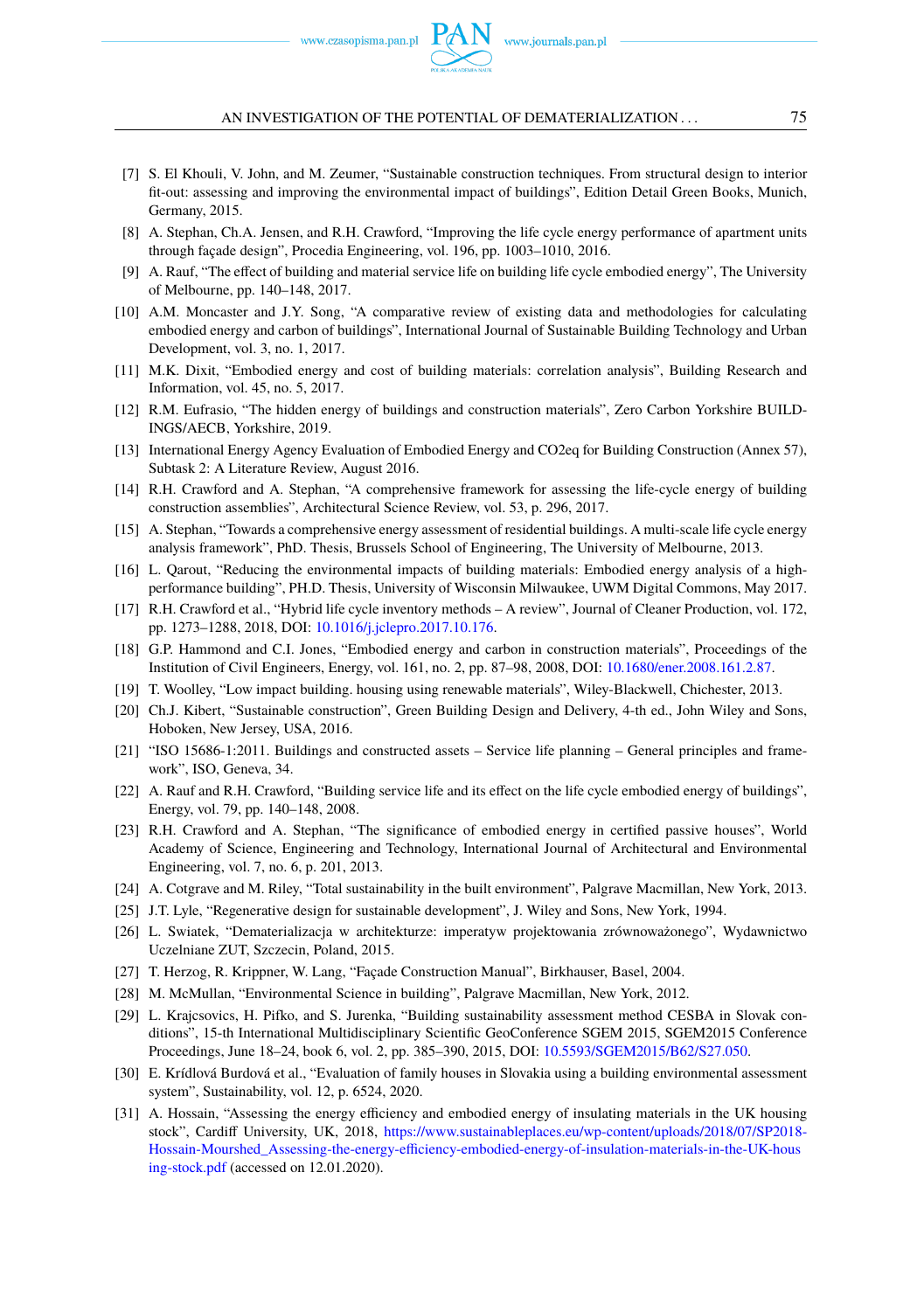[7] S. El Khouli, V. John, and M. Zeumer, "Sustainable construction techniques. From structural design to interior fit-out: assessing and improving the environmental impact of buildings", Edition Detail Green Books, Munich, Germany, 2015.

[8] A. Stephan, Ch.A. Jensen, and R.H. Crawford, "Improving the life cycle energy performance of apartment units through façade design", Procedia Engineering, vol. 196, pp. 1003–1010, 2016.

[9] A. Rauf, "The effect of building and material service life on building life cycle embodied energy", The University of Melbourne, pp. 140–148, 2017.

[10] A.M. Moncaster and J.Y. Song, "A comparative review of existing data and methodologies for calculating embodied energy and carbon of buildings", International Journal of Sustainable Building Technology and Urban Development, vol. 3, no. 1, 2017.

[11] M.K. Dixit, "Embodied energy and cost of building materials: correlation analysis", Building Research and Information, vol. 45, no. 5, 2017.

[12] R.M. Eufrasio, "The hidden energy of buildings and construction materials", Zero Carbon Yorkshire BUILDINGS/AECB, Yorkshire, 2019.

[13] International Energy Agency Evaluation of Embodied Energy and CO2eq for Building Construction (Annex 57), Subtask 2: A Literature Review, August 2016.

[14] R.H. Crawford and A. Stephan, "A comprehensive framework for assessing the life-cycle energy of building construction assemblies", Architectural Science Review, vol. 53, p. 296, 2017.

[15] A. Stephan, "Towards a comprehensive energy assessment of residential buildings. A multi-scale life cycle energy analysis framework", PhD. Thesis, Brussels School of Engineering, The University of Melbourne, 2013.

[16] L. Qarout, "Reducing the environmental impacts of building materials: Embodied energy analysis of a high-performance building", PH.D. Thesis, University of Wisconsin Milwaukee, UWM Digital Commons, May 2017.

[17] R.H. Crawford et al., "Hybrid life cycle inventory methods – A review", Journal of Cleaner Production, vol. 172, pp. 1273–1288, 2018, DOI: 10.1016/j.jclepro.2017.10.176.

[18] G.P. Hammond and C.I. Jones, "Embodied energy and carbon in construction materials", Proceedings of the Institution of Civil Engineers, Energy, vol. 161, no. 2, pp. 87–98, 2008, DOI: 10.1680/ener.2008.161.2.87.

[19] T. Woolley, "Low impact building. housing using renewable materials", Wiley-Blackwell, Chichester, 2013.

[20] Ch.J. Kibert, "Sustainable construction", Green Building Design and Delivery, 4-th ed., John Wiley and Sons, Hoboken, New Jersey, USA, 2016.

[21] "ISO 15686-1:2011. Buildings and constructed assets – Service life planning – General principles and framework", ISO, Geneva, 34.

[22] A. Rauf and R.H. Crawford, "Building service life and its effect on the life cycle embodied energy of buildings", Energy, vol. 79, pp. 140–148, 2008.

[23] R.H. Crawford and A. Stephan, "The significance of embodied energy in certified passive houses", World Academy of Science, Engineering and Technology, International Journal of Architectural and Environmental Engineering, vol. 7, no. 6, p. 201, 2013.

[24] A. Cotgrave and M. Riley, "Total sustainability in the built environment", Palgrave Macmillan, New York, 2013.

[25] J.T. Lyle, "Regenerative design for sustainable development", J. Wiley and Sons, New York, 1994.

[26] L. Swiatek, "Dematerializacja w architekturze: imperatyw projektowania zrównoważonego", Wydawnictwo Uczelniane ZUT, Szczecin, Poland, 2015.

[27] T. Herzog, R. Krippner, W. Lang, "Façade Construction Manual", Birkhauser, Basel, 2004.

[28] M. McMullan, "Environmental Science in building", Palgrave Macmillan, New York, 2012.

[29] L. Krajcsovics, H. Pifko, and S. Jurenka, "Building sustainability assessment method CESBA in Slovak conditions", 15-th International Multidisciplinary Scientific GeoConference SGEM 2015, SGEM2015 Conference Proceedings, June 18–24, book 6, vol. 2, pp. 385–390, 2015, DOI: 10.5593/SGEM2015/B62/S27.050.

[30] E. Krídlová Burdová et al., "Evaluation of family houses in Slovakia using a building environmental assessment system", Sustainability, vol. 12, p. 6524, 2020.

[31] A. Hossain, "Assessing the energy efficiency and embodied energy of insulating materials in the UK housing stock", Cardiff University, UK, 2018, https://www.sustainableplaces.eu/wp-content/uploads/2018/07/SP2018-Hossain-Mourshed_Assessing-the-energy-efficiency-embodied-energy-of-insulation-materials-in-the-UK-housing-stock.pdf (accessed on 12.01.2020).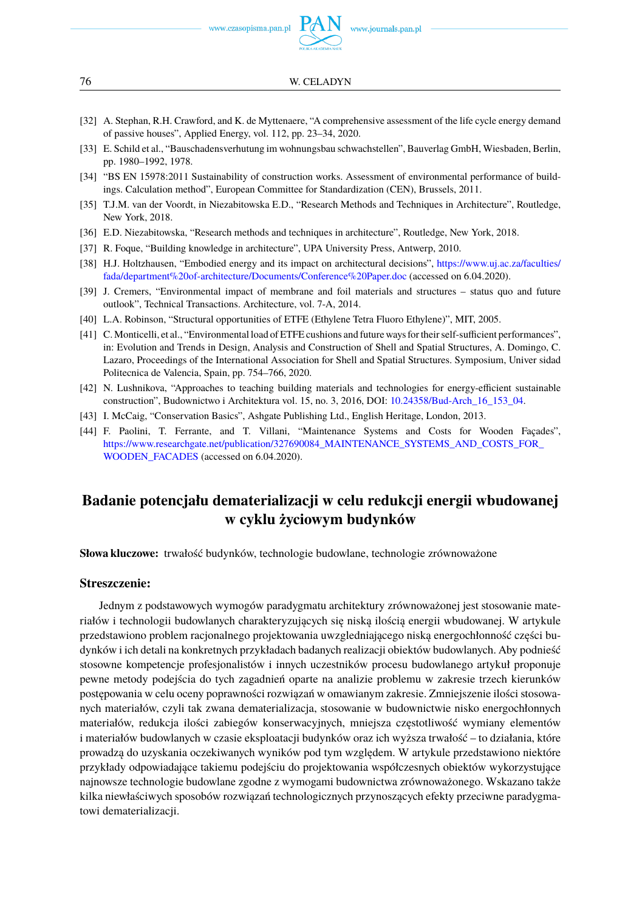[32] A. Stephan, R.H. Crawford, and K. de Myttenaere, "A comprehensive assessment of the life cycle energy demand of passive houses", Applied Energy, vol. 112, pp. 23–34, 2020.

[33] E. Schild et al., "Bauschadensverhutung im wohnungsbau schwachstellen", Bauverlag GmbH, Wiesbaden, Berlin, pp. 1980–1992, 1978.

[34] "BS EN 15978:2011 Sustainability of construction works. Assessment of environmental performance of buildings. Calculation method", European Committee for Standardization (CEN), Brussels, 2011.

[35] T.J.M. van der Voordt, in Niezabitowska E.D., "Research Methods and Techniques in Architecture", Routledge, New York, 2018.

[36] E.D. Niezabitowska, "Research methods and techniques in architecture", Routledge, New York, 2018.

[37] R. Foque, "Building knowledge in architecture", UPA University Press, Antwerp, 2010.

[38] H.J. Holtzhausen, "Embodied energy and its impact on architectural decisions", https://www.uj.ac.za/faculties/fada/department%20of-architecture/Documents/Conference%20Paper.doc (accessed on 6.04.2020).

[39] J. Cremers, "Environmental impact of membrane and foil materials and structures – status quo and future outlook", Technical Transactions. Architecture, vol. 7-A, 2014.

[40] L.A. Robinson, "Structural opportunities of ETFE (Ethylene Tetra Fluoro Ethylene)", MIT, 2005.

[41] C. Monticelli, et al., "Environmental load of ETFE cushions and future ways for their self-sufficient performances", in: Evolution and Trends in Design, Analysis and Construction of Shell and Spatial Structures, A. Domingo, C. Lazaro, Proceedings of the International Association for Shell and Spatial Structures. Symposium, Univer sidad Politecnica de Valencia, Spain, pp. 754–766, 2020.

[42] N. Lushnikova, "Approaches to teaching building materials and technologies for energy-efficient sustainable construction", Budownictwo i Architektura vol. 15, no. 3, 2016, DOI: 10.24358/Bud-Arch_16_153_04.

[43] I. McCaig, "Conservation Basics", Ashgate Publishing Ltd., English Heritage, London, 2013.

[44] F. Paolini, T. Ferrante, and T. Villani, "Maintenance Systems and Costs for Wooden Façades", https://www.researchgate.net/publication/327690084_MAINTENANCE_SYSTEMS_AND_COSTS_FOR_WOODEN_FACADES (accessed on 6.04.2020).

# Badanie potencjału dematerializacji w celu redukcji energii wbudowanej w cyklu życiowym budynków

**Słowa kluczowe:** trwałość budynków, technologie budowlane, technologie zrównoważone

## Streszczenie:

Jednym z podstawowych wymogów paradygmatu architektury zrównoważonej jest stosowanie materiałów i technologii budowlanych charakteryzujących się niską ilością energii wbudowanej. W artykule przedstawiono problem racjonalnego projektowania uwzgledniającego niską energochłonność części budynków i ich detali na konkretnych przykładach badanych realizacji obiektów budowlanych. Aby podnieść stosowne kompetencje profesjonalistów i innych uczestników procesu budowlanego artykuł proponuje pewne metody podejścia do tych zagadnień oparte na analizie problemu w zakresie trzech kierunków postępowania w celu oceny poprawności rozwiązań w omawianym zakresie. Zmniejszenie ilości stosowanych materiałów, czyli tak zwana dematerializacja, stosowanie w budownictwie nisko energochłonnych materiałów, redukcja ilości zabiegów konserwacyjnych, mniejsza częstotliwość wymiany elementów i materiałów budowlanych w czasie eksploatacji budynków oraz ich wyższa trwałość – to działania, które prowadzą do uzyskania oczekiwanych wyników pod tym względem. W artykule przedstawiono niektóre przykłady odpowiadające takiemu podejściu do projektowania współczesnych obiektów wykorzystujące najnowsze technologie budowlane zgodne z wymogami budownictwa zrównoważonego. Wskazano także kilka niewłaściwych sposobów rozwiązań technologicznych przynoszących efekty przeciwne paradygmatowi dematerializacji.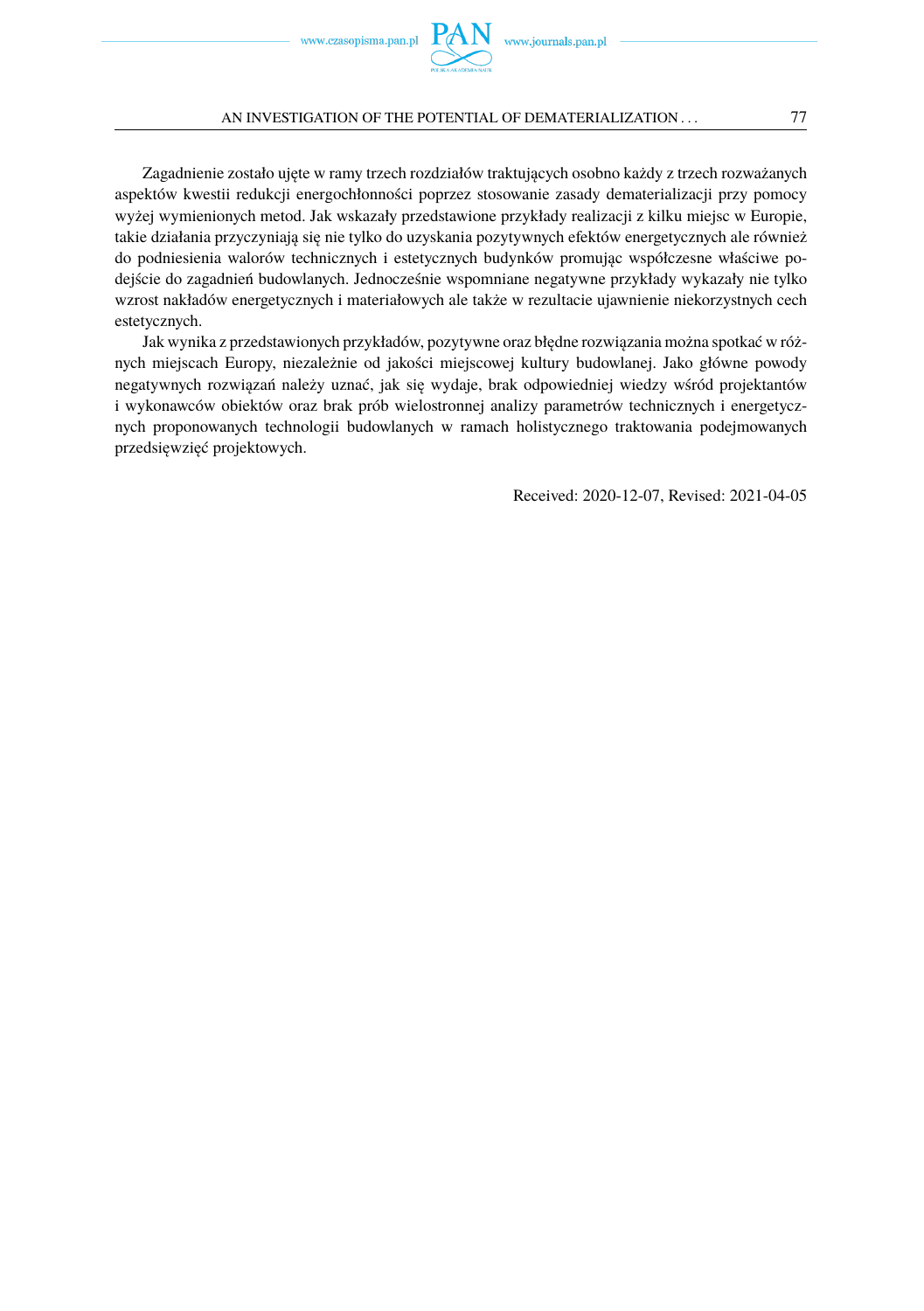Zagadnienie zostało ujęte w ramy trzech rozdziałów traktujących osobno każdy z trzech rozważanych aspektów kwestii redukcji energochłonności poprzez stosowanie zasady dematerializacji przy pomocy wyżej wymienionych metod. Jak wskazały przedstawione przykłady realizacji z kilku miejsc w Europie, takie działania przyczyniają się nie tylko do uzyskania pozytywnych efektów energetycznych ale również do podniesienia walorów technicznych i estetycznych budynków promując współczesne właściwe podejście do zagadnień budowlanych. Jednocześnie wspomniane negatywne przykłady wykazały nie tylko wzrost nakładów energetycznych i materiałowych ale także w rezultacie ujawnienie niekorzystnych cech estetycznych.

Jak wynika z przedstawionych przykładów, pozytywne oraz błędne rozwiązania można spotkać w różnych miejscach Europy, niezależnie od jakości miejscowej kultury budowlanej. Jako główne powody negatywnych rozwiązań należy uznać, jak się wydaje, brak odpowiedniej wiedzy wśród projektantów i wykonawców obiektów oraz brak prób wielostronnej analizy parametrów technicznych i energetycznych proponowanych technologii budowlanych w ramach holistycznego traktowania podejmowanych przedsięwzięć projektowych.

Received: 2020-12-07, Revised: 2021-04-05